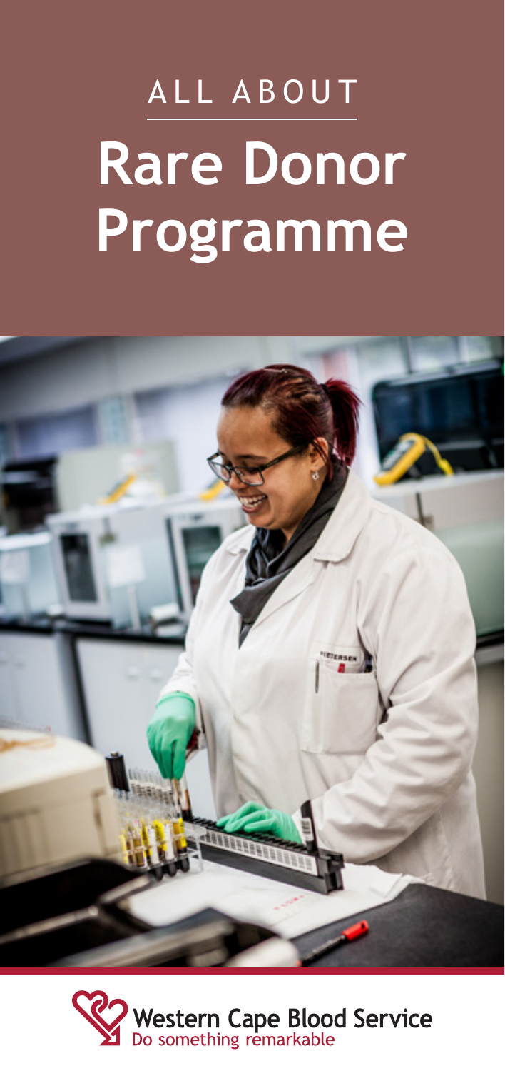ALL ABOUT

# Rare Donor Programme

Western Cape Blood Service
Do something remarkable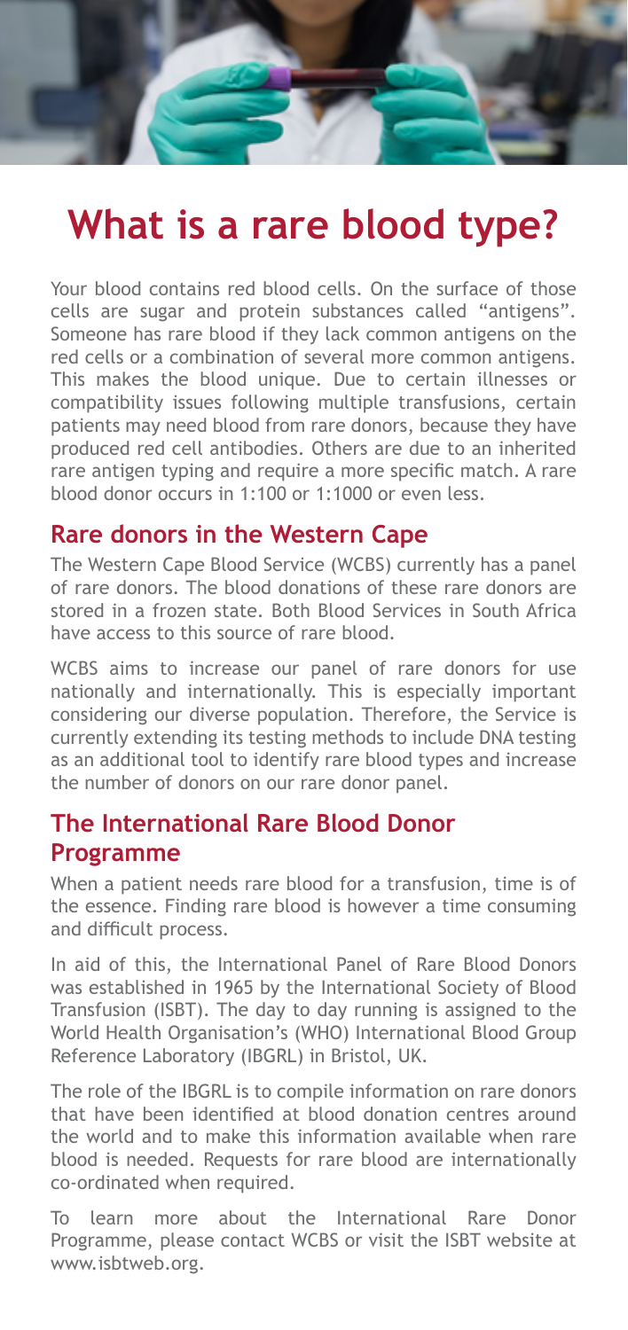# What is a rare blood type?

Your blood contains red blood cells. On the surface of those cells are sugar and protein substances called "antigens". Someone has rare blood if they lack common antigens on the red cells or a combination of several more common antigens. This makes the blood unique. Due to certain illnesses or compatibility issues following multiple transfusions, certain patients may need blood from rare donors, because they have produced red cell antibodies. Others are due to an inherited rare antigen typing and require a more specific match. A rare blood donor occurs in 1:100 or 1:1000 or even less.

## Rare donors in the Western Cape

The Western Cape Blood Service (WCBS) currently has a panel of rare donors. The blood donations of these rare donors are stored in a frozen state. Both Blood Services in South Africa have access to this source of rare blood.

WCBS aims to increase our panel of rare donors for use nationally and internationally. This is especially important considering our diverse population. Therefore, the Service is currently extending its testing methods to include DNA testing as an additional tool to identify rare blood types and increase the number of donors on our rare donor panel.

## The International Rare Blood Donor Programme

When a patient needs rare blood for a transfusion, time is of the essence. Finding rare blood is however a time consuming and difficult process.

In aid of this, the International Panel of Rare Blood Donors was established in 1965 by the International Society of Blood Transfusion (ISBT). The day to day running is assigned to the World Health Organisation's (WHO) International Blood Group Reference Laboratory (IBGRL) in Bristol, UK.

The role of the IBGRL is to compile information on rare donors that have been identified at blood donation centres around the world and to make this information available when rare blood is needed. Requests for rare blood are internationally co-ordinated when required.

To learn more about the International Rare Donor Programme, please contact WCBS or visit the ISBT website at www.isbtweb.org.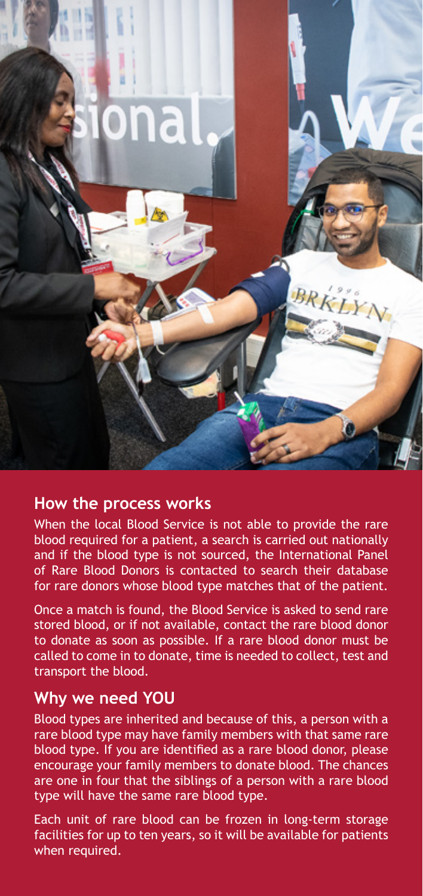## How the process works

When the local Blood Service is not able to provide the rare blood required for a patient, a search is carried out nationally and if the blood type is not sourced, the International Panel of Rare Blood Donors is contacted to search their database for rare donors whose blood type matches that of the patient.

Once a match is found, the Blood Service is asked to send rare stored blood, or if not available, contact the rare blood donor to donate as soon as possible. If a rare blood donor must be called to come in to donate, time is needed to collect, test and transport the blood.

## Why we need YOU

Blood types are inherited and because of this, a person with a rare blood type may have family members with that same rare blood type. If you are identified as a rare blood donor, please encourage your family members to donate blood. The chances are one in four that the siblings of a person with a rare blood type will have the same rare blood type.

Each unit of rare blood can be frozen in long-term storage facilities for up to ten years, so it will be available for patients when required.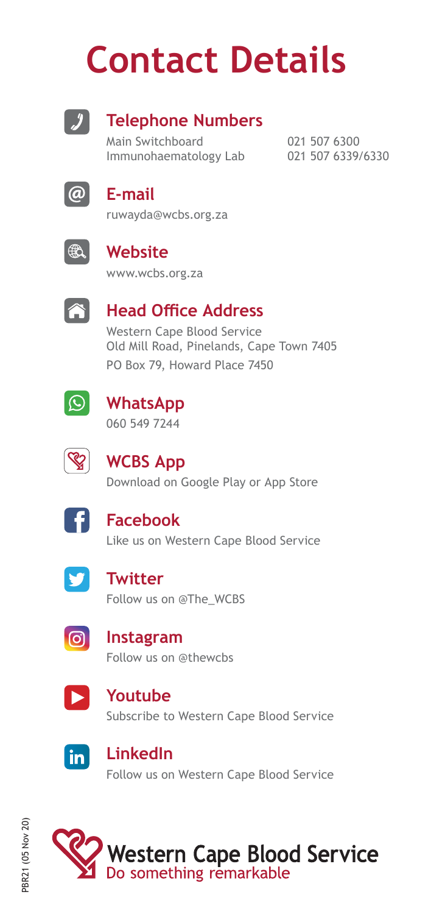# Contact Details

## Telephone Numbers

| | |
|---|---|
| Main Switchboard | 021 507 6300 |
| Immunohaematology Lab | 021 507 6339/6330 |

## E-mail

ruwayda@wcbs.org.za

## Website

www.wcbs.org.za

## Head Office Address

Western Cape Blood Service
Old Mill Road, Pinelands, Cape Town 7405
PO Box 79, Howard Place 7450

## WhatsApp

060 549 7244

## WCBS App

Download on Google Play or App Store

## Facebook

Like us on Western Cape Blood Service

## Twitter

Follow us on @The_WCBS

## Instagram

Follow us on @thewcbs

## Youtube

Subscribe to Western Cape Blood Service

## LinkedIn

Follow us on Western Cape Blood Service

PBR21 (05 Nov 20)

Western Cape Blood Service
Do something remarkable